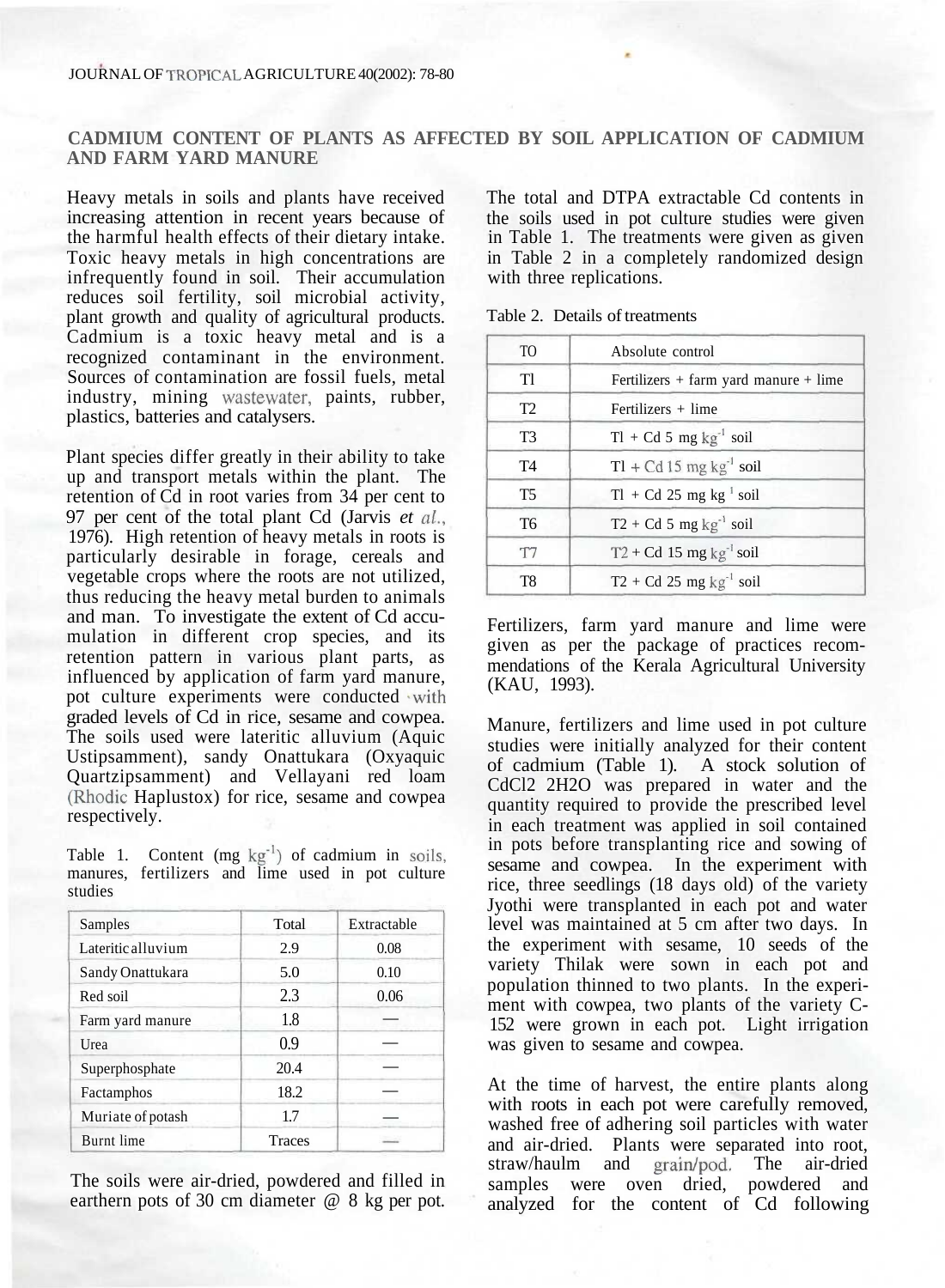# CADMIUM CONTENT OF PLANTS AS AFFECTED BY SOIL APPLICATION OF CADMIUM AND FARM YARD MANURE

Heavy metals in soils and plants have received increasing attention in recent years because of the harmful health effects of their dietary intake. Toxic heavy metals in high concentrations are infrequently found in soil. Their accumulation reduces soil fertility, soil microbial activity, plant growth and quality of agricultural products. Cadmium is a toxic heavy metal and is a recognized contaminant in the environment. Sources of contamination are fossil fuels, metal industry, mining wastewater, paints, rubber, plastics, batteries and catalysers.

Plant species differ greatly in their ability to take up and transport metals within the plant. The retention of Cd in root varies from 34 per cent to 97 per cent of the total plant Cd (Jarvis *et al.*, 1976). High retention of heavy metals in roots is particularly desirable in forage, cereals and vegetable crops where the roots are not utilized, thus reducing the heavy metal burden to animals and man. To investigate the extent of Cd accumulation in different crop species, and its retention pattern in various plant parts, as influenced by application of farm yard manure, pot culture experiments were conducted with graded levels of Cd in rice, sesame and cowpea. The soils used were lateritic alluvium (Aquic Ustipsamment), sandy Onattukara (Oxyaquic Quartzipsamment) and Vellayani red loam (Rhodic Haplustox) for rice, sesame and cowpea respectively.

Table 1. Content (mg $kg^{-1}$) of cadmium in soils, manures, fertilizers and lime used in pot culture studies

| Samples | Total | Extractable |
|---|---|---|
| Lateritic alluvium | 2.9 | 0.08 |
| Sandy Onattukara | 5.0 | 0.10 |
| Red soil | 2.3 | 0.06 |
| Farm yard manure | 1.8 | — |
| Urea | 0.9 | — |
| Superphosphate | 20.4 | — |
| Factamphos | 18.2 | — |
| Muriate of potash | 1.7 | — |
| Burnt lime | Traces | — |

The soils were air-dried, powdered and filled in earthern pots of 30 cm diameter @ 8 kg per pot. The total and DTPA extractable Cd contents in the soils used in pot culture studies were given in Table 1. The treatments were given as given in Table 2 in a completely randomized design with three replications.

Table 2. Details of treatments

| | |
|---|---|
| T0 | Absolute control |
| T1 | Fertilizers + farm yard manure + lime |
| T2 | Fertilizers + lime |
| T3 | T1 + Cd 5 mg $kg^{-1}$ soil |
| T4 | T1 + Cd 15 mg $kg^{-1}$ soil |
| T5 | T1 + Cd 25 mg $kg^{-1}$ soil |
| T6 | T2 + Cd 5 mg $kg^{-1}$ soil |
| T7 | T2 + Cd 15 mg $kg^{-1}$ soil |
| T8 | T2 + Cd 25 mg $kg^{-1}$ soil |

Fertilizers, farm yard manure and lime were given as per the package of practices recommendations of the Kerala Agricultural University (KAU, 1993).

Manure, fertilizers and lime used in pot culture studies were initially analyzed for their content of cadmium (Table 1). A stock solution of $CdCl_2 \cdot 2H_2O$ was prepared in water and the quantity required to provide the prescribed level in each treatment was applied in soil contained in pots before transplanting rice and sowing of sesame and cowpea. In the experiment with rice, three seedlings (18 days old) of the variety Jyothi were transplanted in each pot and water level was maintained at 5 cm after two days. In the experiment with sesame, 10 seeds of the variety Thilak were sown in each pot and population thinned to two plants. In the experiment with cowpea, two plants of the variety C-152 were grown in each pot. Light irrigation was given to sesame and cowpea.

At the time of harvest, the entire plants along with roots in each pot were carefully removed, washed free of adhering soil particles with water and air-dried. Plants were separated into root, straw/haulm and grain/pod. The air-dried samples were oven dried, powdered and analyzed for the content of Cd following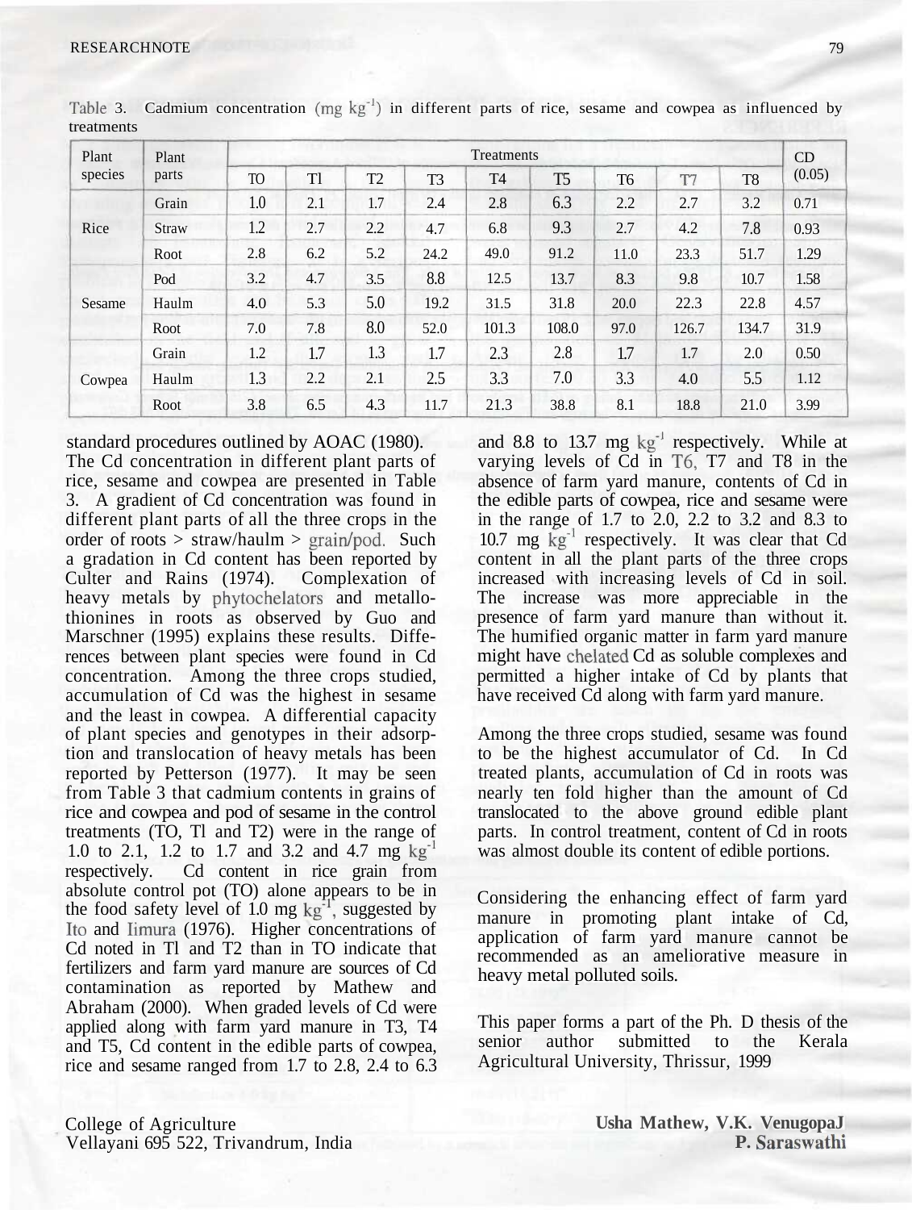Table 3. Cadmium concentration (mg $kg^{-1}$) in different parts of rice, sesame and cowpea as influenced by treatments

| Plant species | Plant parts | Treatments | | | | | | | | | CD (0.05) |
|---|---|---|---|---|---|---|---|---|---|---|---|
| | | TO | Tl | T2 | T3 | T4 | T5 | T6 | T7 | T8 | |
| Rice | Grain | 1.0 | 2.1 | 1.7 | 2.4 | 2.8 | 6.3 | 2.2 | 2.7 | 3.2 | 0.71 |
| | Straw | 1.2 | 2.7 | 2.2 | 4.7 | 6.8 | 9.3 | 2.7 | 4.2 | 7.8 | 0.93 |
| | Root | 2.8 | 6.2 | 5.2 | 24.2 | 49.0 | 91.2 | 11.0 | 23.3 | 51.7 | 1.29 |
| Sesame | Pod | 3.2 | 4.7 | 3.5 | 8.8 | 12.5 | 13.7 | 8.3 | 9.8 | 10.7 | 1.58 |
| | Haulm | 4.0 | 5.3 | 5.0 | 19.2 | 31.5 | 31.8 | 20.0 | 22.3 | 22.8 | 4.57 |
| | Root | 7.0 | 7.8 | 8.0 | 52.0 | 101.3 | 108.0 | 97.0 | 126.7 | 134.7 | 31.9 |
| Cowpea | Grain | 1.2 | 1.7 | 1.3 | 1.7 | 2.3 | 2.8 | 1.7 | 1.7 | 2.0 | 0.50 |
| | Haulm | 1.3 | 2.2 | 2.1 | 2.5 | 3.3 | 7.0 | 3.3 | 4.0 | 5.5 | 1.12 |
| | Root | 3.8 | 6.5 | 4.3 | 11.7 | 21.3 | 38.8 | 8.1 | 18.8 | 21.0 | 3.99 |

standard procedures outlined by AOAC (1980). The Cd concentration in different plant parts of rice, sesame and cowpea are presented in Table 3. A gradient of Cd concentration was found in different plant parts of all the three crops in the order of roots > straw/haulm > grain/pod. Such a gradation in Cd content has been reported by Culter and Rains (1974). Complexation of heavy metals by phytochelators and metallo-thionines in roots as observed by Guo and Marschner (1995) explains these results. Differences between plant species were found in Cd concentration. Among the three crops studied, accumulation of Cd was the highest in sesame and the least in cowpea. A differential capacity of plant species and genotypes in their adsorption and translocation of heavy metals has been reported by Petterson (1977). It may be seen from Table 3 that cadmium contents in grains of rice and cowpea and pod of sesame in the control treatments (TO, Tl and T2) were in the range of 1.0 to 2.1, 1.2 to 1.7 and 3.2 and 4.7 mg $kg^{-1}$ respectively. Cd content in rice grain from absolute control pot (TO) alone appears to be in the food safety level of 1.0 mg $kg^{-1}$, suggested by Ito and Iimura (1976). Higher concentrations of Cd noted in Tl and T2 than in TO indicate that fertilizers and farm yard manure are sources of Cd contamination as reported by Mathew and Abraham (2000). When graded levels of Cd were applied along with farm yard manure in T3, T4 and T5, Cd content in the edible parts of cowpea, rice and sesame ranged from 1.7 to 2.8, 2.4 to 6.3 and 8.8 to 13.7 mg $kg^{-1}$ respectively. While at varying levels of Cd in T6, T7 and T8 in the absence of farm yard manure, contents of Cd in the edible parts of cowpea, rice and sesame were in the range of 1.7 to 2.0, 2.2 to 3.2 and 8.3 to 10.7 mg $kg^{-1}$ respectively. It was clear that Cd content in all the plant parts of the three crops increased with increasing levels of Cd in soil. The increase was more appreciable in the presence of farm yard manure than without it. The humified organic matter in farm yard manure might have chelated Cd as soluble complexes and permitted a higher intake of Cd by plants that have received Cd along with farm yard manure.

Among the three crops studied, sesame was found to be the highest accumulator of Cd. In Cd treated plants, accumulation of Cd in roots was nearly ten fold higher than the amount of Cd translocated to the above ground edible plant parts. In control treatment, content of Cd in roots was almost double its content of edible portions.

Considering the enhancing effect of farm yard manure in promoting plant intake of Cd, application of farm yard manure cannot be recommended as an ameliorative measure in heavy metal polluted soils.

This paper forms a part of the Ph. D thesis of the senior author submitted to the Kerala Agricultural University, Thrissur, 1999

College of Agriculture
Vellayani 695 522, Trivandrum, India

**Usha Mathew, V.K. VenugopaJ**
**P. Saraswathi**